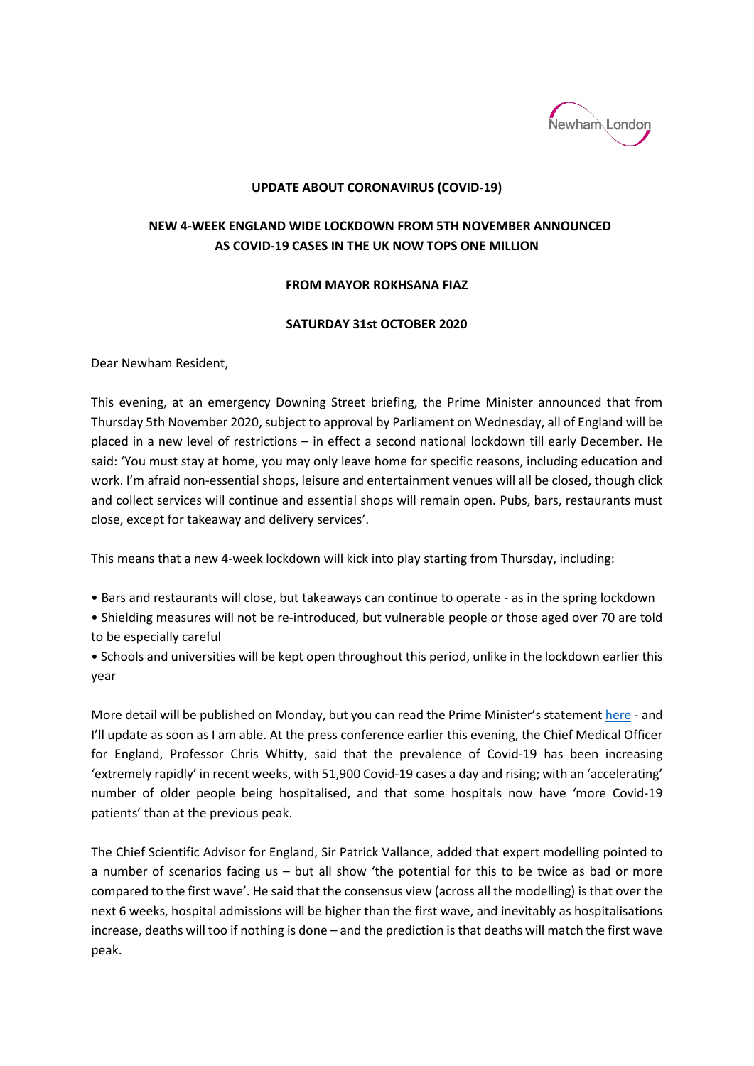Newham London

**UPDATE ABOUT CORONAVIRUS (COVID-19)**

**NEW 4-WEEK ENGLAND WIDE LOCKDOWN FROM 5TH NOVEMBER ANNOUNCED AS COVID-19 CASES IN THE UK NOW TOPS ONE MILLION**

**FROM MAYOR ROKHSANA FIAZ**

**SATURDAY 31st OCTOBER 2020**

Dear Newham Resident,

This evening, at an emergency Downing Street briefing, the Prime Minister announced that from Thursday 5th November 2020, subject to approval by Parliament on Wednesday, all of England will be placed in a new level of restrictions – in effect a second national lockdown till early December. He said: 'You must stay at home, you may only leave home for specific reasons, including education and work. I'm afraid non-essential shops, leisure and entertainment venues will all be closed, though click and collect services will continue and essential shops will remain open. Pubs, bars, restaurants must close, except for takeaway and delivery services'.

This means that a new 4-week lockdown will kick into play starting from Thursday, including:

- Bars and restaurants will close, but takeaways can continue to operate - as in the spring lockdown
- Shielding measures will not be re-introduced, but vulnerable people or those aged over 70 are told to be especially careful
- Schools and universities will be kept open throughout this period, unlike in the lockdown earlier this year

More detail will be published on Monday, but you can read the Prime Minister's statement [here](#) - and I'll update as soon as I am able. At the press conference earlier this evening, the Chief Medical Officer for England, Professor Chris Whitty, said that the prevalence of Covid-19 has been increasing 'extremely rapidly' in recent weeks, with 51,900 Covid-19 cases a day and rising; with an 'accelerating' number of older people being hospitalised, and that some hospitals now have 'more Covid-19 patients' than at the previous peak.

The Chief Scientific Advisor for England, Sir Patrick Vallance, added that expert modelling pointed to a number of scenarios facing us – but all show 'the potential for this to be twice as bad or more compared to the first wave'. He said that the consensus view (across all the modelling) is that over the next 6 weeks, hospital admissions will be higher than the first wave, and inevitably as hospitalisations increase, deaths will too if nothing is done – and the prediction is that deaths will match the first wave peak.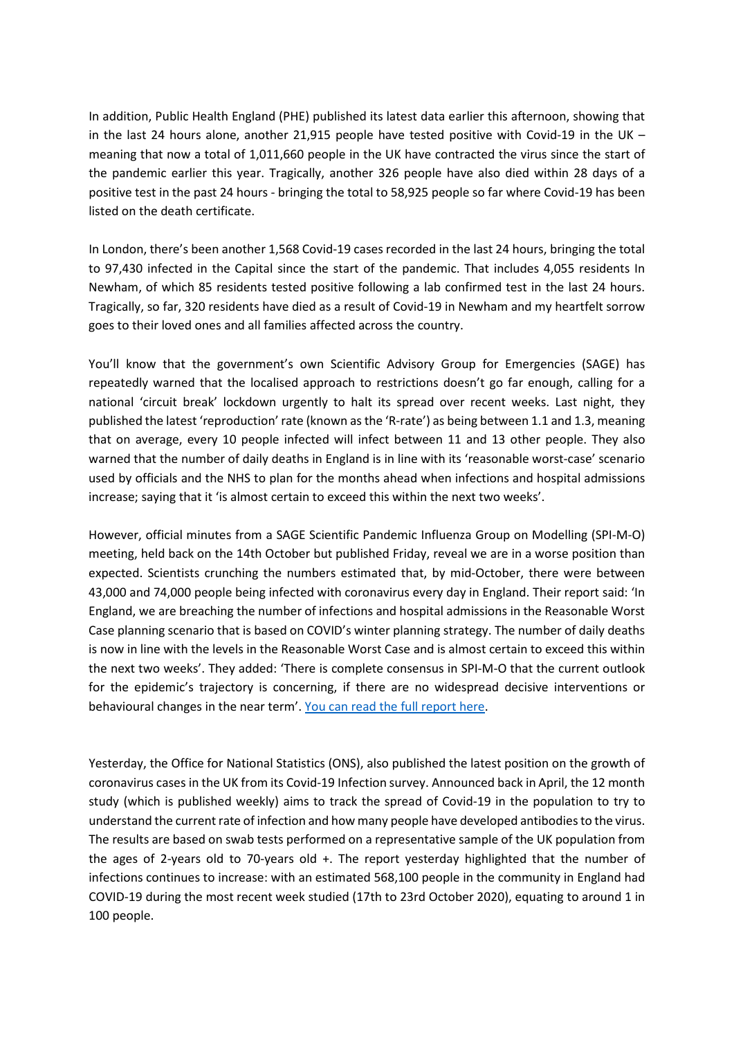In addition, Public Health England (PHE) published its latest data earlier this afternoon, showing that in the last 24 hours alone, another 21,915 people have tested positive with Covid-19 in the UK – meaning that now a total of 1,011,660 people in the UK have contracted the virus since the start of the pandemic earlier this year. Tragically, another 326 people have also died within 28 days of a positive test in the past 24 hours - bringing the total to 58,925 people so far where Covid-19 has been listed on the death certificate.

In London, there's been another 1,568 Covid-19 cases recorded in the last 24 hours, bringing the total to 97,430 infected in the Capital since the start of the pandemic. That includes 4,055 residents In Newham, of which 85 residents tested positive following a lab confirmed test in the last 24 hours. Tragically, so far, 320 residents have died as a result of Covid-19 in Newham and my heartfelt sorrow goes to their loved ones and all families affected across the country.

You'll know that the government's own Scientific Advisory Group for Emergencies (SAGE) has repeatedly warned that the localised approach to restrictions doesn't go far enough, calling for a national 'circuit break' lockdown urgently to halt its spread over recent weeks. Last night, they published the latest 'reproduction' rate (known as the 'R-rate') as being between 1.1 and 1.3, meaning that on average, every 10 people infected will infect between 11 and 13 other people. They also warned that the number of daily deaths in England is in line with its 'reasonable worst-case' scenario used by officials and the NHS to plan for the months ahead when infections and hospital admissions increase; saying that it 'is almost certain to exceed this within the next two weeks'.

However, official minutes from a SAGE Scientific Pandemic Influenza Group on Modelling (SPI-M-O) meeting, held back on the 14th October but published Friday, reveal we are in a worse position than expected. Scientists crunching the numbers estimated that, by mid-October, there were between 43,000 and 74,000 people being infected with coronavirus every day in England. Their report said: 'In England, we are breaching the number of infections and hospital admissions in the Reasonable Worst Case planning scenario that is based on COVID's winter planning strategy. The number of daily deaths is now in line with the levels in the Reasonable Worst Case and is almost certain to exceed this within the next two weeks'. They added: 'There is complete consensus in SPI-M-O that the current outlook for the epidemic's trajectory is concerning, if there are no widespread decisive interventions or behavioural changes in the near term'. You can read the full report here.

Yesterday, the Office for National Statistics (ONS), also published the latest position on the growth of coronavirus cases in the UK from its Covid-19 Infection survey. Announced back in April, the 12 month study (which is published weekly) aims to track the spread of Covid-19 in the population to try to understand the current rate of infection and how many people have developed antibodies to the virus. The results are based on swab tests performed on a representative sample of the UK population from the ages of 2-years old to 70-years old +. The report yesterday highlighted that the number of infections continues to increase: with an estimated 568,100 people in the community in England had COVID-19 during the most recent week studied (17th to 23rd October 2020), equating to around 1 in 100 people.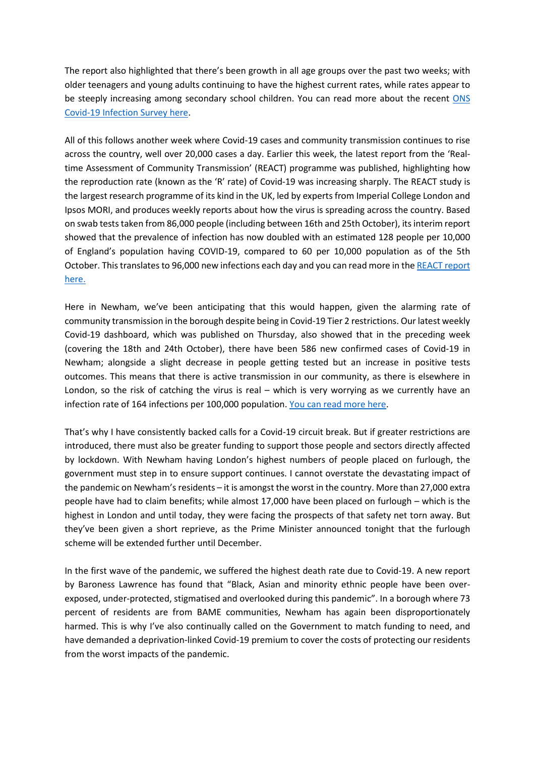The report also highlighted that there's been growth in all age groups over the past two weeks; with older teenagers and young adults continuing to have the highest current rates, while rates appear to be steeply increasing among secondary school children. You can read more about the recent [ONS Covid-19 Infection Survey here](ONS Covid-19 Infection Survey here).

All of this follows another week where Covid-19 cases and community transmission continues to rise across the country, well over 20,000 cases a day. Earlier this week, the latest report from the 'Real-time Assessment of Community Transmission' (REACT) programme was published, highlighting how the reproduction rate (known as the 'R' rate) of Covid-19 was increasing sharply. The REACT study is the largest research programme of its kind in the UK, led by experts from Imperial College London and Ipsos MORI, and produces weekly reports about how the virus is spreading across the country. Based on swab tests taken from 86,000 people (including between 16th and 25th October), its interim report showed that the prevalence of infection has now doubled with an estimated 128 people per 10,000 of England's population having COVID-19, compared to 60 per 10,000 population as of the 5th October. This translates to 96,000 new infections each day and you can read more in the [REACT report here.](REACT report here.)

Here in Newham, we've been anticipating that this would happen, given the alarming rate of community transmission in the borough despite being in Covid-19 Tier 2 restrictions. Our latest weekly Covid-19 dashboard, which was published on Thursday, also showed that in the preceding week (covering the 18th and 24th October), there have been 586 new confirmed cases of Covid-19 in Newham; alongside a slight decrease in people getting tested but an increase in positive tests outcomes. This means that there is active transmission in our community, as there is elsewhere in London, so the risk of catching the virus is real – which is very worrying as we currently have an infection rate of 164 infections per 100,000 population. [You can read more here](You can read more here).

That's why I have consistently backed calls for a Covid-19 circuit break. But if greater restrictions are introduced, there must also be greater funding to support those people and sectors directly affected by lockdown. With Newham having London's highest numbers of people placed on furlough, the government must step in to ensure support continues. I cannot overstate the devastating impact of the pandemic on Newham's residents – it is amongst the worst in the country. More than 27,000 extra people have had to claim benefits; while almost 17,000 have been placed on furlough – which is the highest in London and until today, they were facing the prospects of that safety net torn away. But they've been given a short reprieve, as the Prime Minister announced tonight that the furlough scheme will be extended further until December.

In the first wave of the pandemic, we suffered the highest death rate due to Covid-19. A new report by Baroness Lawrence has found that "Black, Asian and minority ethnic people have been over-exposed, under-protected, stigmatised and overlooked during this pandemic". In a borough where 73 percent of residents are from BAME communities, Newham has again been disproportionately harmed. This is why I've also continually called on the Government to match funding to need, and have demanded a deprivation-linked Covid-19 premium to cover the costs of protecting our residents from the worst impacts of the pandemic.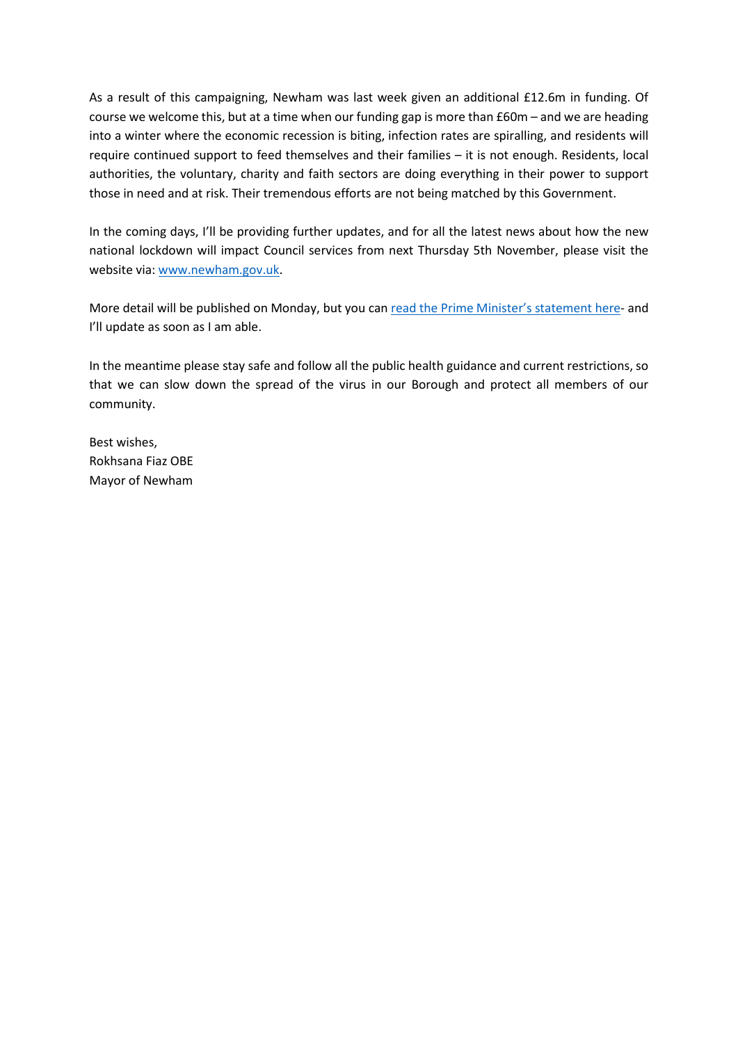As a result of this campaigning, Newham was last week given an additional £12.6m in funding. Of course we welcome this, but at a time when our funding gap is more than £60m – and we are heading into a winter where the economic recession is biting, infection rates are spiralling, and residents will require continued support to feed themselves and their families – it is not enough. Residents, local authorities, the voluntary, charity and faith sectors are doing everything in their power to support those in need and at risk. Their tremendous efforts are not being matched by this Government.

In the coming days, I'll be providing further updates, and for all the latest news about how the new national lockdown will impact Council services from next Thursday 5th November, please visit the website via: www.newham.gov.uk.

More detail will be published on Monday, but you can read the Prime Minister's statement here- and I'll update as soon as I am able.

In the meantime please stay safe and follow all the public health guidance and current restrictions, so that we can slow down the spread of the virus in our Borough and protect all members of our community.

Best wishes,
Rokhsana Fiaz OBE
Mayor of Newham